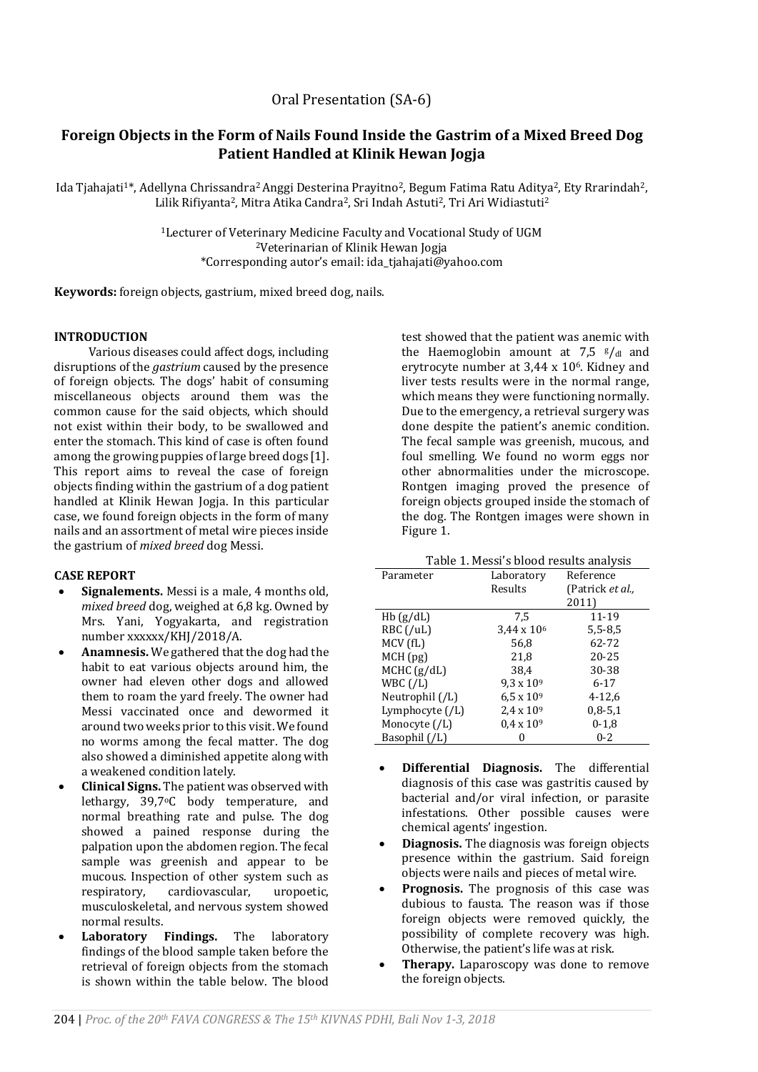Oral Presentation (SA-6)

# Foreign Objects in the Form of Nails Found Inside the Gastrim of a Mixed Breed Dog Patient Handled at Klinik Hewan Jogja

Ida Tjahajati[1]*, Adellyna Chrissandra[2] Anggi Desterina Prayitno[2], Begum Fatima Ratu Aditya[2], Ety Rrarindah[2], Lilik Rifiyanta[2], Mitra Atika Candra[2], Sri Indah Astuti[2], Tri Ari Widiastuti[2]

[1]Lecturer of Veterinary Medicine Faculty and Vocational Study of UGM
[2]Veterinarian of Klinik Hewan Jogja
*Corresponding autor's email: ida_tjahajati@yahoo.com

**Keywords:** foreign objects, gastrium, mixed breed dog, nails.

## INTRODUCTION

Various diseases could affect dogs, including disruptions of the *gastrium* caused by the presence of foreign objects. The dogs' habit of consuming miscellaneous objects around them was the common cause for the said objects, which should not exist within their body, to be swallowed and enter the stomach. This kind of case is often found among the growing puppies of large breed dogs [1]. This report aims to reveal the case of foreign objects finding within the gastrium of a dog patient handled at Klinik Hewan Jogja. In this particular case, we found foreign objects in the form of many nails and an assortment of metal wire pieces inside the gastrium of *mixed breed* dog Messi.

## CASE REPORT

- **Signalements.** Messi is a male, 4 months old, *mixed breed* dog, weighed at 6,8 kg. Owned by Mrs. Yani, Yogyakarta, and registration number xxxxxx/KHJ/2018/A.
- **Anamnesis.** We gathered that the dog had the habit to eat various objects around him, the owner had eleven other dogs and allowed them to roam the yard freely. The owner had Messi vaccinated once and dewormed it around two weeks prior to this visit. We found no worms among the fecal matter. The dog also showed a diminished appetite along with a weakened condition lately.
- **Clinical Signs.** The patient was observed with lethargy, 39,7°C body temperature, and normal breathing rate and pulse. The dog showed a pained response during the palpation upon the abdomen region. The fecal sample was greenish and appear to be mucous. Inspection of other system such as respiratory, cardiovascular, uropoetic, musculoskeletal, and nervous system showed normal results.
- **Laboratory Findings.** The laboratory findings of the blood sample taken before the retrieval of foreign objects from the stomach is shown within the table below. The blood test showed that the patient was anemic with the Haemoglobin amount at 7,5 $^{g}/_{dl}$ and erytrocyte number at 3,44 x $10^6$. Kidney and liver tests results were in the normal range, which means they were functioning normally. Due to the emergency, a retrieval surgery was done despite the patient's anemic condition. The fecal sample was greenish, mucous, and foul smelling. We found no worm eggs nor other abnormalities under the microscope. Rontgen imaging proved the presence of foreign objects grouped inside the stomach of the dog. The Rontgen images were shown in Figure 1.

Table 1. Messi's blood results analysis

| Parameter | Laboratory Results | Reference (Patrick *et al.,* 2011) |
|---|---|---|
| Hb (g/dL) | 7,5 | 11-19 |
| RBC (/uL) | 3,44 x $10^6$ | 5,5-8,5 |
| MCV (fL) | 56,8 | 62-72 |
| MCH (pg) | 21,8 | 20-25 |
| MCHC (g/dL) | 38,4 | 30-38 |
| WBC (/L) | 9,3 x $10^9$ | 6-17 |
| Neutrophil (/L) | 6,5 x $10^9$ | 4-12,6 |
| Lymphocyte (/L) | 2,4 x $10^9$ | 0,8-5,1 |
| Monocyte (/L) | 0,4 x $10^9$ | 0-1,8 |
| Basophil (/L) | 0 | 0-2 |

- **Differential Diagnosis.** The differential diagnosis of this case was gastritis caused by bacterial and/or viral infection, or parasite infestations. Other possible causes were chemical agents' ingestion.
- **Diagnosis.** The diagnosis was foreign objects presence within the gastrium. Said foreign objects were nails and pieces of metal wire.
- **Prognosis.** The prognosis of this case was dubious to fausta. The reason was if those foreign objects were removed quickly, the possibility of complete recovery was high. Otherwise, the patient's life was at risk.
- **Therapy.** Laparoscopy was done to remove the foreign objects.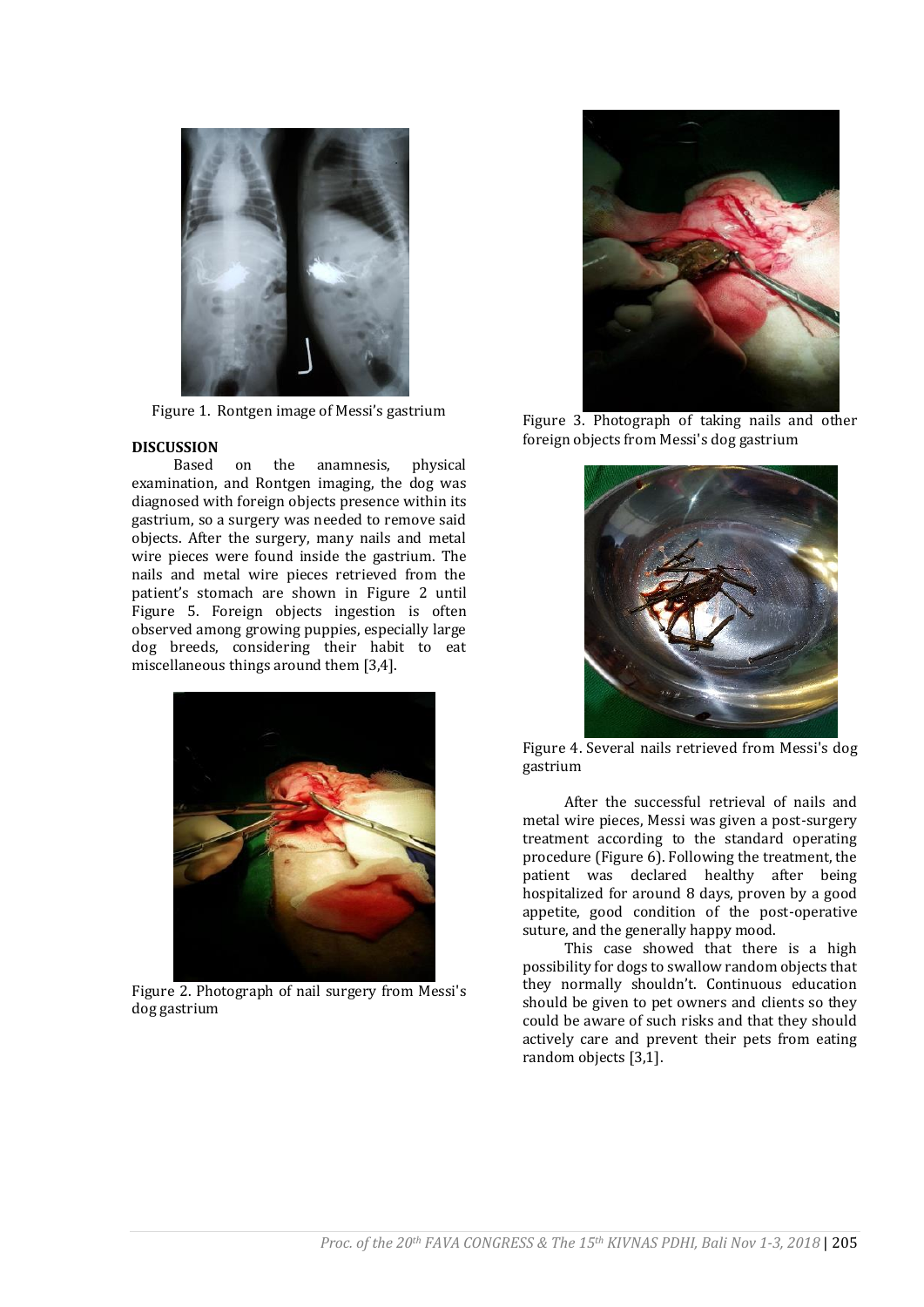Figure 1. Rontgen image of Messi's gastrium

## DISCUSSION

Based on the anamnesis, physical examination, and Rontgen imaging, the dog was diagnosed with foreign objects presence within its gastrium, so a surgery was needed to remove said objects. After the surgery, many nails and metal wire pieces were found inside the gastrium. The nails and metal wire pieces retrieved from the patient's stomach are shown in Figure 2 until Figure 5. Foreign objects ingestion is often observed among growing puppies, especially large dog breeds, considering their habit to eat miscellaneous things around them [3,4].

Figure 2. Photograph of nail surgery from Messi's dog gastrium

Figure 3. Photograph of taking nails and other foreign objects from Messi's dog gastrium

Figure 4. Several nails retrieved from Messi's dog gastrium

After the successful retrieval of nails and metal wire pieces, Messi was given a post-surgery treatment according to the standard operating procedure (Figure 6). Following the treatment, the patient was declared healthy after being hospitalized for around 8 days, proven by a good appetite, good condition of the post-operative suture, and the generally happy mood.

This case showed that there is a high possibility for dogs to swallow random objects that they normally shouldn't. Continuous education should be given to pet owners and clients so they could be aware of such risks and that they should actively care and prevent their pets from eating random objects [3,1].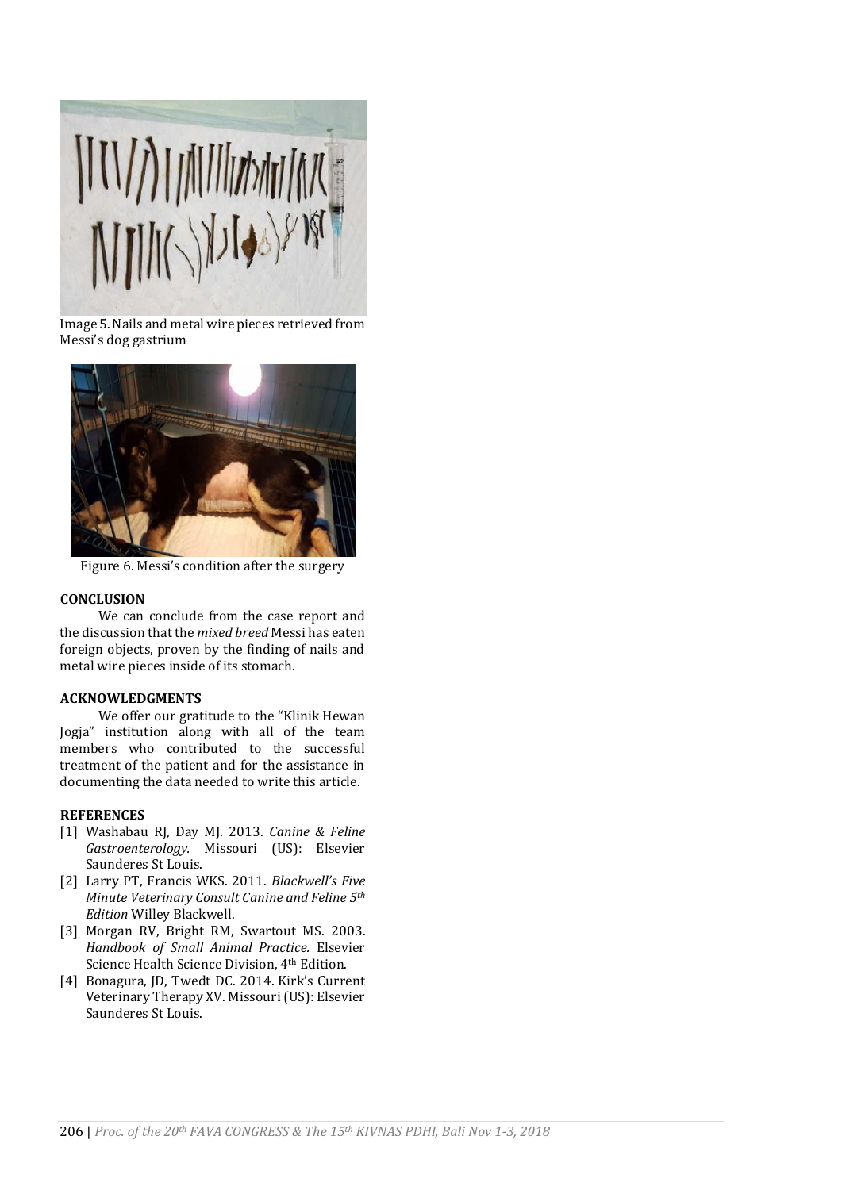Image 5. Nails and metal wire pieces retrieved from Messi's dog gastrium

Figure 6. Messi's condition after the surgery

## CONCLUSION

We can conclude from the case report and the discussion that the *mixed breed* Messi has eaten foreign objects, proven by the finding of nails and metal wire pieces inside of its stomach.

## ACKNOWLEDGMENTS

We offer our gratitude to the "Klinik Hewan Jogja" institution along with all of the team members who contributed to the successful treatment of the patient and for the assistance in documenting the data needed to write this article.

## REFERENCES

[1] Washabau RJ, Day MJ. 2013. *Canine & Feline Gastroenterology*. Missouri (US): Elsevier Saunderes St Louis.

[2] Larry PT, Francis WKS. 2011. *Blackwell's Five Minute Veterinary Consult Canine and Feline 5th Edition* Willey Blackwell.

[3] Morgan RV, Bright RM, Swartout MS. 2003. *Handbook of Small Animal Practice.* Elsevier Science Health Science Division, 4th Edition.

[4] Bonagura, JD, Twedt DC. 2014. Kirk's Current Veterinary Therapy XV. Missouri (US): Elsevier Saunderes St Louis.